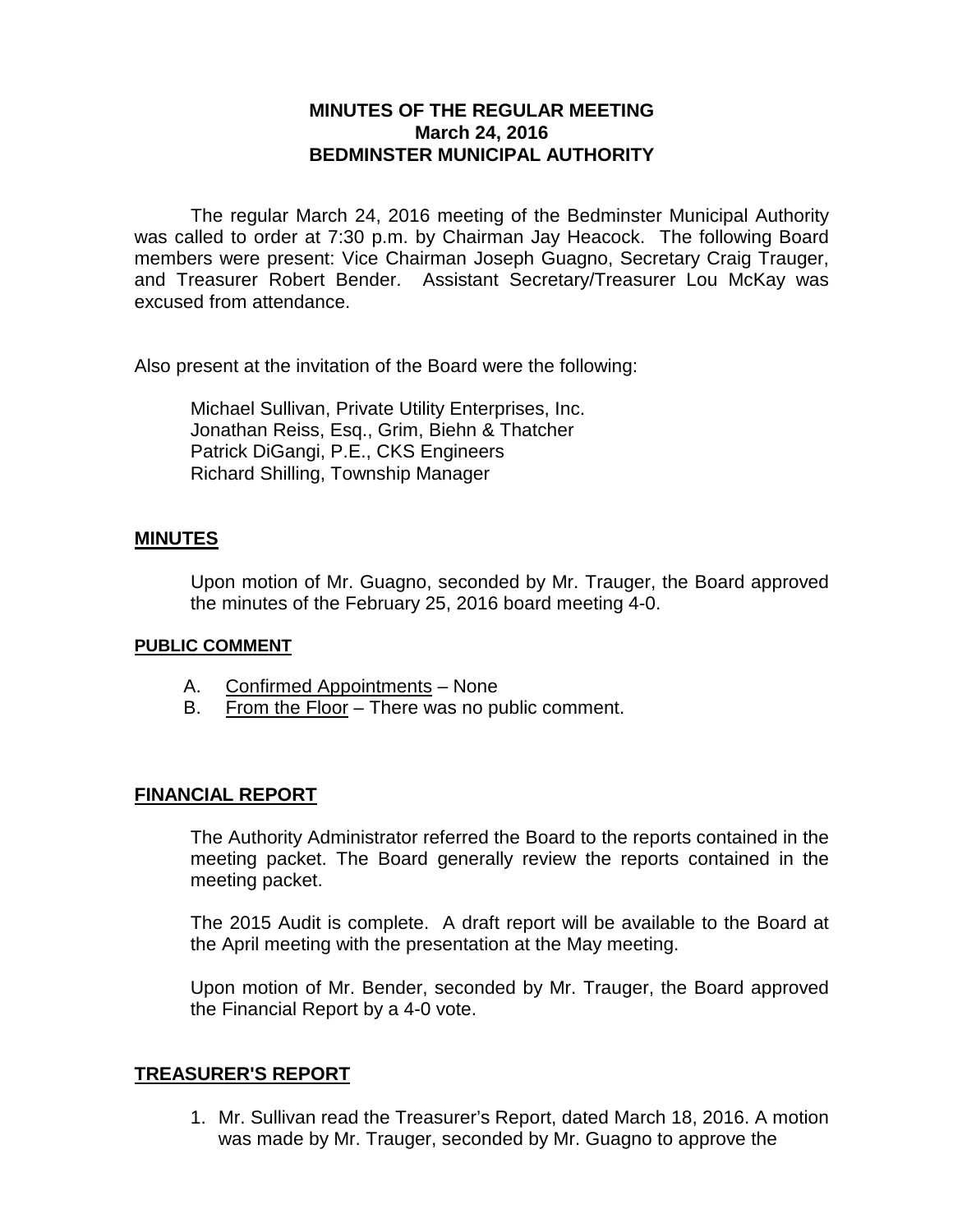# MINUTES OF THE REGULAR MEETING
## March 24, 2016
## BEDMINSTER MUNICIPAL AUTHORITY

The regular March 24, 2016 meeting of the Bedminster Municipal Authority was called to order at 7:30 p.m. by Chairman Jay Heacock. The following Board members were present: Vice Chairman Joseph Guagno, Secretary Craig Trauger, and Treasurer Robert Bender. Assistant Secretary/Treasurer Lou McKay was excused from attendance.

Also present at the invitation of the Board were the following:

Michael Sullivan, Private Utility Enterprises, Inc.
Jonathan Reiss, Esq., Grim, Biehn & Thatcher
Patrick DiGangi, P.E., CKS Engineers
Richard Shilling, Township Manager

## MINUTES

Upon motion of Mr. Guagno, seconded by Mr. Trauger, the Board approved the minutes of the February 25, 2016 board meeting 4-0.

## PUBLIC COMMENT

A. Confirmed Appointments – None
B. From the Floor – There was no public comment.

## FINANCIAL REPORT

The Authority Administrator referred the Board to the reports contained in the meeting packet. The Board generally review the reports contained in the meeting packet.

The 2015 Audit is complete. A draft report will be available to the Board at the April meeting with the presentation at the May meeting.

Upon motion of Mr. Bender, seconded by Mr. Trauger, the Board approved the Financial Report by a 4-0 vote.

## TREASURER'S REPORT

1. Mr. Sullivan read the Treasurer's Report, dated March 18, 2016. A motion was made by Mr. Trauger, seconded by Mr. Guagno to approve the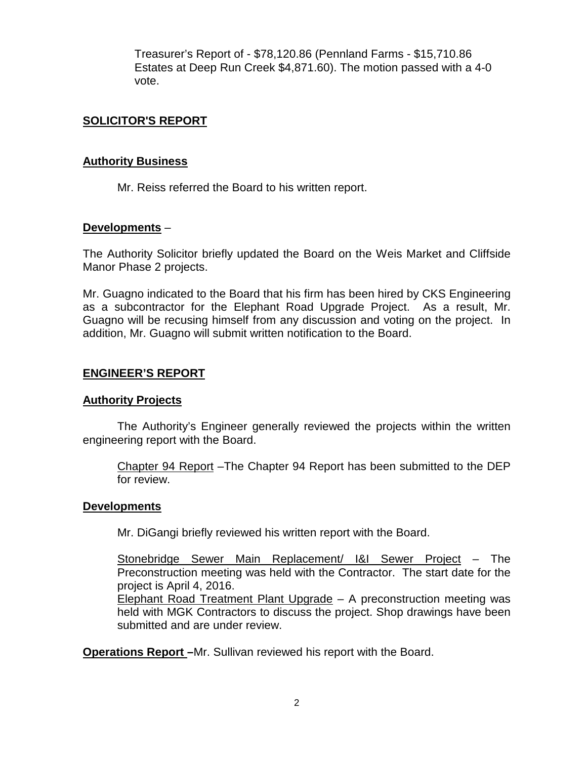Treasurer's Report of - $78,120.86 (Pennland Farms - $15,710.86 Estates at Deep Run Creek $4,871.60). The motion passed with a 4-0 vote.

## SOLICITOR'S REPORT

### Authority Business

Mr. Reiss referred the Board to his written report.

### Developments –

The Authority Solicitor briefly updated the Board on the Weis Market and Cliffside Manor Phase 2 projects.

Mr. Guagno indicated to the Board that his firm has been hired by CKS Engineering as a subcontractor for the Elephant Road Upgrade Project. As a result, Mr. Guagno will be recusing himself from any discussion and voting on the project. In addition, Mr. Guagno will submit written notification to the Board.

## ENGINEER'S REPORT

### Authority Projects

The Authority's Engineer generally reviewed the projects within the written engineering report with the Board.

Chapter 94 Report –The Chapter 94 Report has been submitted to the DEP for review.

### Developments

Mr. DiGangi briefly reviewed his written report with the Board.

Stonebridge Sewer Main Replacement/ I&I Sewer Project – The Preconstruction meeting was held with the Contractor. The start date for the project is April 4, 2016.

Elephant Road Treatment Plant Upgrade – A preconstruction meeting was held with MGK Contractors to discuss the project. Shop drawings have been submitted and are under review.

**Operations Report –**Mr. Sullivan reviewed his report with the Board.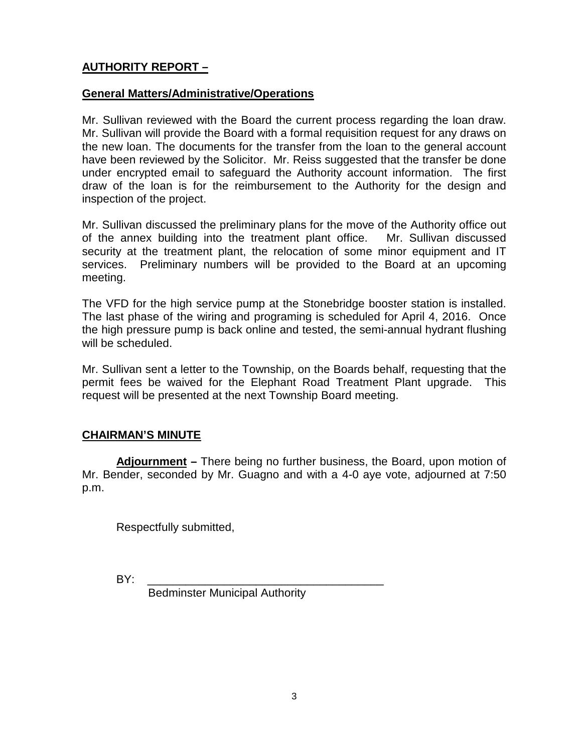**AUTHORITY REPORT –**

**General Matters/Administrative/Operations**

Mr. Sullivan reviewed with the Board the current process regarding the loan draw. Mr. Sullivan will provide the Board with a formal requisition request for any draws on the new loan. The documents for the transfer from the loan to the general account have been reviewed by the Solicitor. Mr. Reiss suggested that the transfer be done under encrypted email to safeguard the Authority account information. The first draw of the loan is for the reimbursement to the Authority for the design and inspection of the project.

Mr. Sullivan discussed the preliminary plans for the move of the Authority office out of the annex building into the treatment plant office. Mr. Sullivan discussed security at the treatment plant, the relocation of some minor equipment and IT services. Preliminary numbers will be provided to the Board at an upcoming meeting.

The VFD for the high service pump at the Stonebridge booster station is installed. The last phase of the wiring and programing is scheduled for April 4, 2016. Once the high pressure pump is back online and tested, the semi-annual hydrant flushing will be scheduled.

Mr. Sullivan sent a letter to the Township, on the Boards behalf, requesting that the permit fees be waived for the Elephant Road Treatment Plant upgrade. This request will be presented at the next Township Board meeting.

**CHAIRMAN'S MINUTE**

**Adjournment –** There being no further business, the Board, upon motion of Mr. Bender, seconded by Mr. Guagno and with a 4-0 aye vote, adjourned at 7:50 p.m.

Respectfully submitted,

BY: ______________________________________
Bedminster Municipal Authority